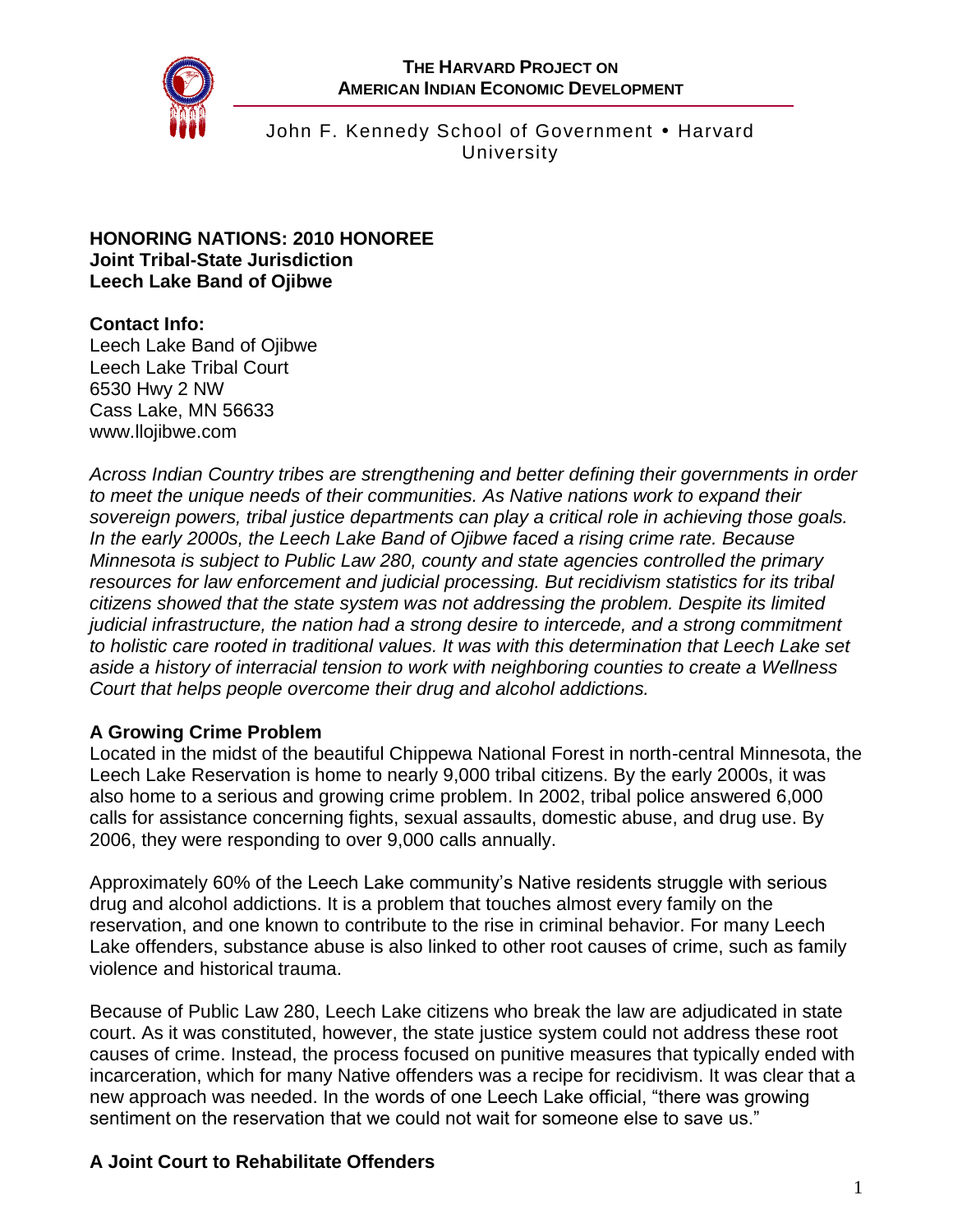**THE HARVARD PROJECT ON AMERICAN INDIAN ECONOMIC DEVELOPMENT**

John F. Kennedy School of Government • Harvard University

**HONORING NATIONS: 2010 HONOREE**
**Joint Tribal-State Jurisdiction**
**Leech Lake Band of Ojibwe**

**Contact Info:**
Leech Lake Band of Ojibwe
Leech Lake Tribal Court
6530 Hwy 2 NW
Cass Lake, MN 56633
www.llojibwe.com

*Across Indian Country tribes are strengthening and better defining their governments in order to meet the unique needs of their communities. As Native nations work to expand their sovereign powers, tribal justice departments can play a critical role in achieving those goals. In the early 2000s, the Leech Lake Band of Ojibwe faced a rising crime rate. Because Minnesota is subject to Public Law 280, county and state agencies controlled the primary resources for law enforcement and judicial processing. But recidivism statistics for its tribal citizens showed that the state system was not addressing the problem. Despite its limited judicial infrastructure, the nation had a strong desire to intercede, and a strong commitment to holistic care rooted in traditional values. It was with this determination that Leech Lake set aside a history of interracial tension to work with neighboring counties to create a Wellness Court that helps people overcome their drug and alcohol addictions.*

### A Growing Crime Problem

Located in the midst of the beautiful Chippewa National Forest in north-central Minnesota, the Leech Lake Reservation is home to nearly 9,000 tribal citizens. By the early 2000s, it was also home to a serious and growing crime problem. In 2002, tribal police answered 6,000 calls for assistance concerning fights, sexual assaults, domestic abuse, and drug use. By 2006, they were responding to over 9,000 calls annually.

Approximately 60% of the Leech Lake community's Native residents struggle with serious drug and alcohol addictions. It is a problem that touches almost every family on the reservation, and one known to contribute to the rise in criminal behavior. For many Leech Lake offenders, substance abuse is also linked to other root causes of crime, such as family violence and historical trauma.

Because of Public Law 280, Leech Lake citizens who break the law are adjudicated in state court. As it was constituted, however, the state justice system could not address these root causes of crime. Instead, the process focused on punitive measures that typically ended with incarceration, which for many Native offenders was a recipe for recidivism. It was clear that a new approach was needed. In the words of one Leech Lake official, "there was growing sentiment on the reservation that we could not wait for someone else to save us."

### A Joint Court to Rehabilitate Offenders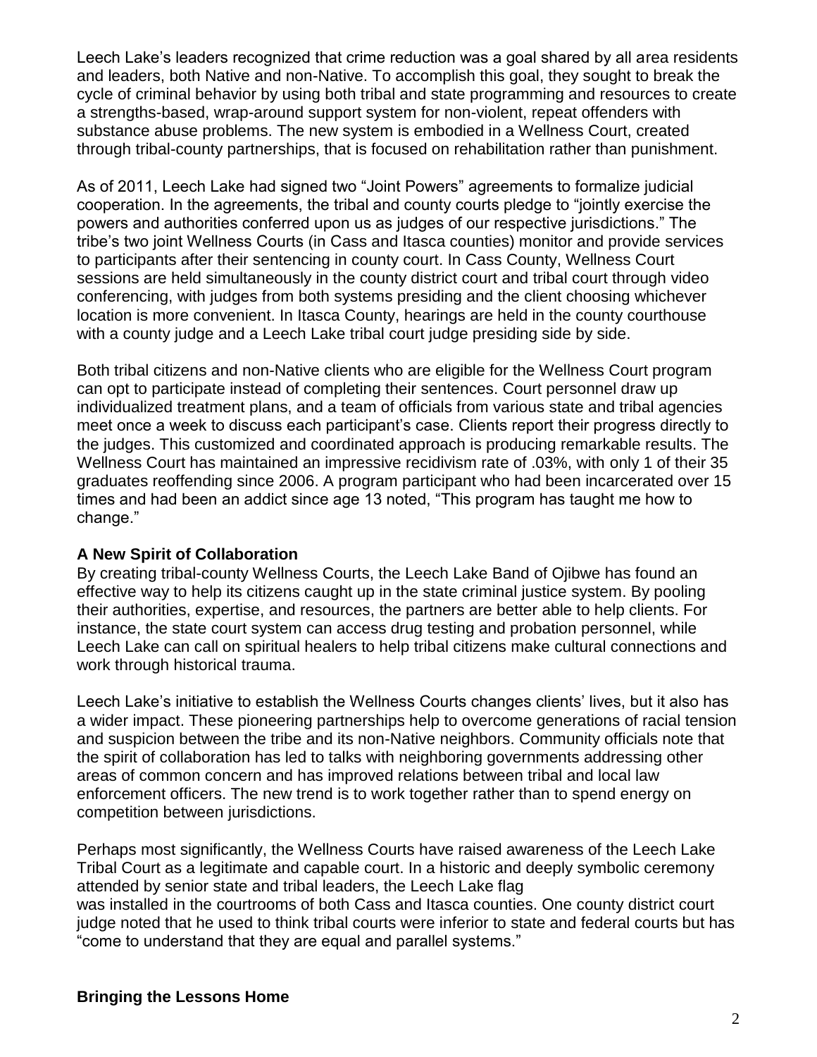Leech Lake's leaders recognized that crime reduction was a goal shared by all area residents and leaders, both Native and non-Native. To accomplish this goal, they sought to break the cycle of criminal behavior by using both tribal and state programming and resources to create a strengths-based, wrap-around support system for non-violent, repeat offenders with substance abuse problems. The new system is embodied in a Wellness Court, created through tribal-county partnerships, that is focused on rehabilitation rather than punishment.

As of 2011, Leech Lake had signed two "Joint Powers" agreements to formalize judicial cooperation. In the agreements, the tribal and county courts pledge to "jointly exercise the powers and authorities conferred upon us as judges of our respective jurisdictions." The tribe's two joint Wellness Courts (in Cass and Itasca counties) monitor and provide services to participants after their sentencing in county court. In Cass County, Wellness Court sessions are held simultaneously in the county district court and tribal court through video conferencing, with judges from both systems presiding and the client choosing whichever location is more convenient. In Itasca County, hearings are held in the county courthouse with a county judge and a Leech Lake tribal court judge presiding side by side.

Both tribal citizens and non-Native clients who are eligible for the Wellness Court program can opt to participate instead of completing their sentences. Court personnel draw up individualized treatment plans, and a team of officials from various state and tribal agencies meet once a week to discuss each participant's case. Clients report their progress directly to the judges. This customized and coordinated approach is producing remarkable results. The Wellness Court has maintained an impressive recidivism rate of .03%, with only 1 of their 35 graduates reoffending since 2006. A program participant who had been incarcerated over 15 times and had been an addict since age 13 noted, "This program has taught me how to change."

**A New Spirit of Collaboration**

By creating tribal-county Wellness Courts, the Leech Lake Band of Ojibwe has found an effective way to help its citizens caught up in the state criminal justice system. By pooling their authorities, expertise, and resources, the partners are better able to help clients. For instance, the state court system can access drug testing and probation personnel, while Leech Lake can call on spiritual healers to help tribal citizens make cultural connections and work through historical trauma.

Leech Lake's initiative to establish the Wellness Courts changes clients' lives, but it also has a wider impact. These pioneering partnerships help to overcome generations of racial tension and suspicion between the tribe and its non-Native neighbors. Community officials note that the spirit of collaboration has led to talks with neighboring governments addressing other areas of common concern and has improved relations between tribal and local law enforcement officers. The new trend is to work together rather than to spend energy on competition between jurisdictions.

Perhaps most significantly, the Wellness Courts have raised awareness of the Leech Lake Tribal Court as a legitimate and capable court. In a historic and deeply symbolic ceremony attended by senior state and tribal leaders, the Leech Lake flag was installed in the courtrooms of both Cass and Itasca counties. One county district court judge noted that he used to think tribal courts were inferior to state and federal courts but has "come to understand that they are equal and parallel systems."

**Bringing the Lessons Home**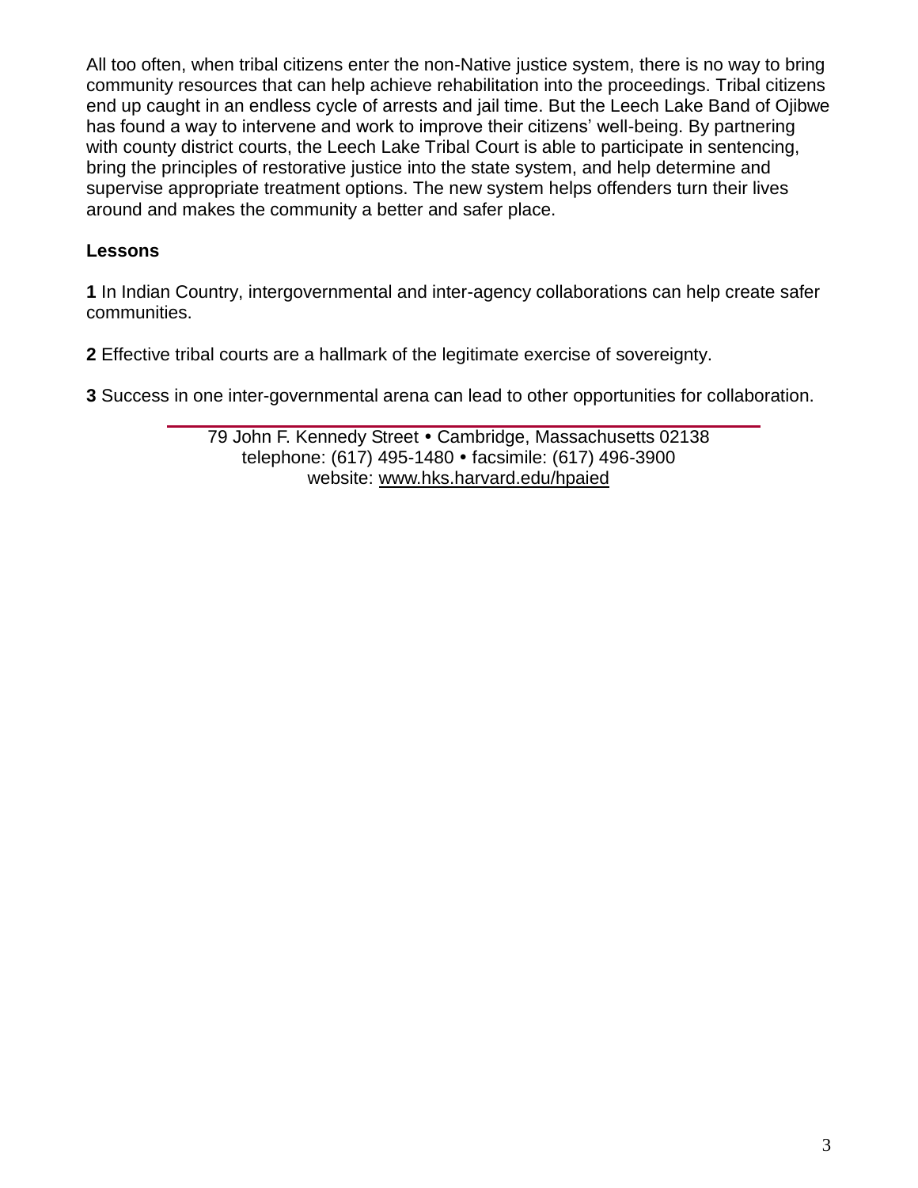All too often, when tribal citizens enter the non-Native justice system, there is no way to bring community resources that can help achieve rehabilitation into the proceedings. Tribal citizens end up caught in an endless cycle of arrests and jail time. But the Leech Lake Band of Ojibwe has found a way to intervene and work to improve their citizens' well-being. By partnering with county district courts, the Leech Lake Tribal Court is able to participate in sentencing, bring the principles of restorative justice into the state system, and help determine and supervise appropriate treatment options. The new system helps offenders turn their lives around and makes the community a better and safer place.

**Lessons**

**1** In Indian Country, intergovernmental and inter-agency collaborations can help create safer communities.

**2** Effective tribal courts are a hallmark of the legitimate exercise of sovereignty.

**3** Success in one inter-governmental arena can lead to other opportunities for collaboration.

79 John F. Kennedy Street • Cambridge, Massachusetts 02138
telephone: (617) 495-1480 • facsimile: (617) 496-3900
website: www.hks.harvard.edu/hpaied